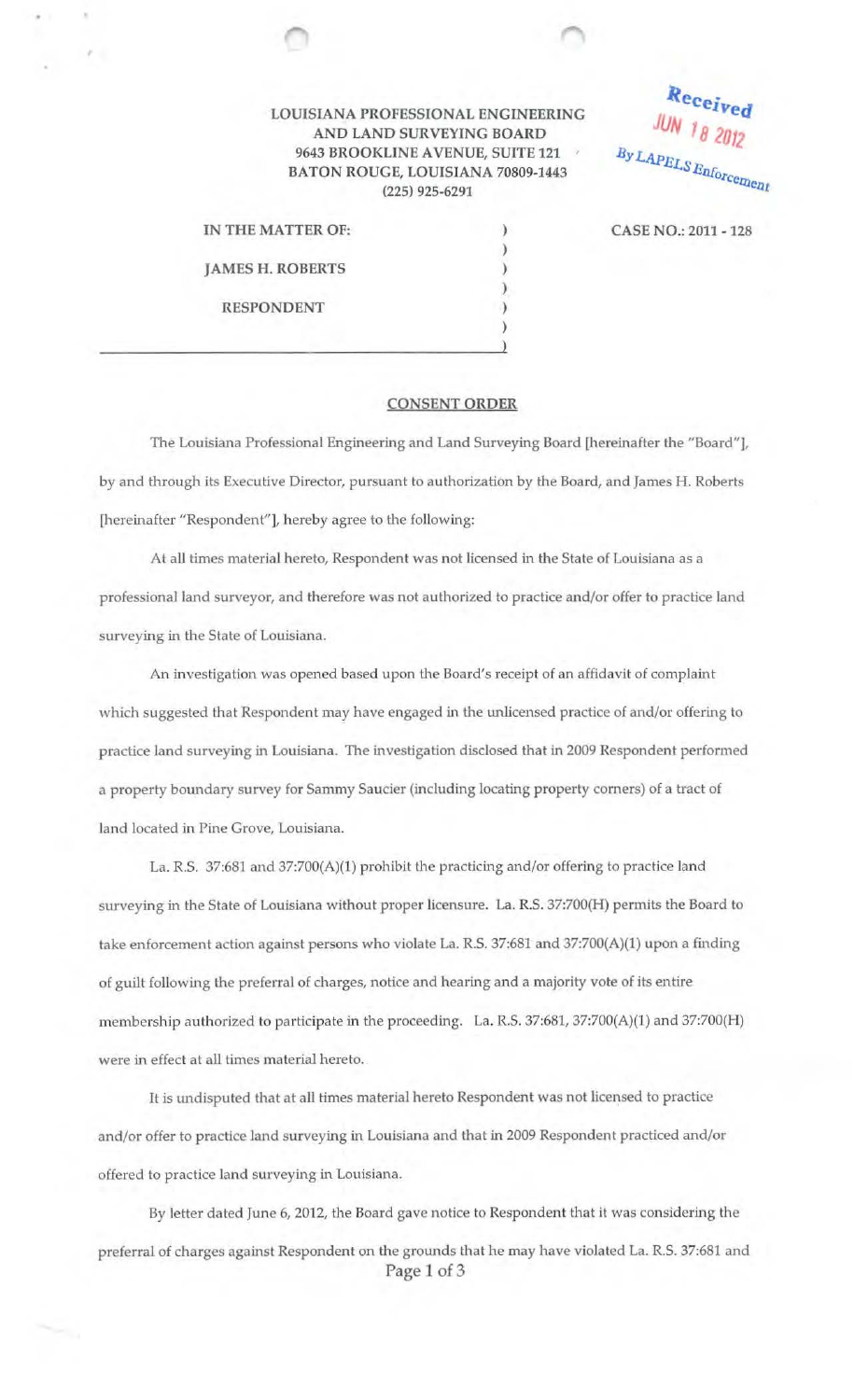LOUISIANA PROFESSIONAL ENGINEERING AND LAND SURVEYING BOARD
9643 BROOKLINE AVENUE, SUITE 121
BATON ROUGE, LOUISIANA 70809-1443
(225) 925-6291

Received
JUN 18 2012
By LAPELS Enforcement

IN THE MATTER OF:

JAMES H. ROBERTS

RESPONDENT

CASE NO.: 2011 - 128

## CONSENT ORDER

The Louisiana Professional Engineering and Land Surveying Board [hereinafter the "Board"], by and through its Executive Director, pursuant to authorization by the Board, and James H. Roberts [hereinafter "Respondent"], hereby agree to the following:

At all times material hereto, Respondent was not licensed in the State of Louisiana as a professional land surveyor, and therefore was not authorized to practice and/or offer to practice land surveying in the State of Louisiana.

An investigation was opened based upon the Board's receipt of an affidavit of complaint which suggested that Respondent may have engaged in the unlicensed practice of and/or offering to practice land surveying in Louisiana. The investigation disclosed that in 2009 Respondent performed a property boundary survey for Sammy Saucier (including locating property corners) of a tract of land located in Pine Grove, Louisiana.

La. R.S. 37:681 and 37:700(A)(1) prohibit the practicing and/or offering to practice land surveying in the State of Louisiana without proper licensure. La. R.S. 37:700(H) permits the Board to take enforcement action against persons who violate La. R.S. 37:681 and 37:700(A)(1) upon a finding of guilt following the preferral of charges, notice and hearing and a majority vote of its entire membership authorized to participate in the proceeding. La. R.S. 37:681, 37:700(A)(1) and 37:700(H) were in effect at all times material hereto.

It is undisputed that at all times material hereto Respondent was not licensed to practice and/or offer to practice land surveying in Louisiana and that in 2009 Respondent practiced and/or offered to practice land surveying in Louisiana.

By letter dated June 6, 2012, the Board gave notice to Respondent that it was considering the preferral of charges against Respondent on the grounds that he may have violated La. R.S. 37:681 and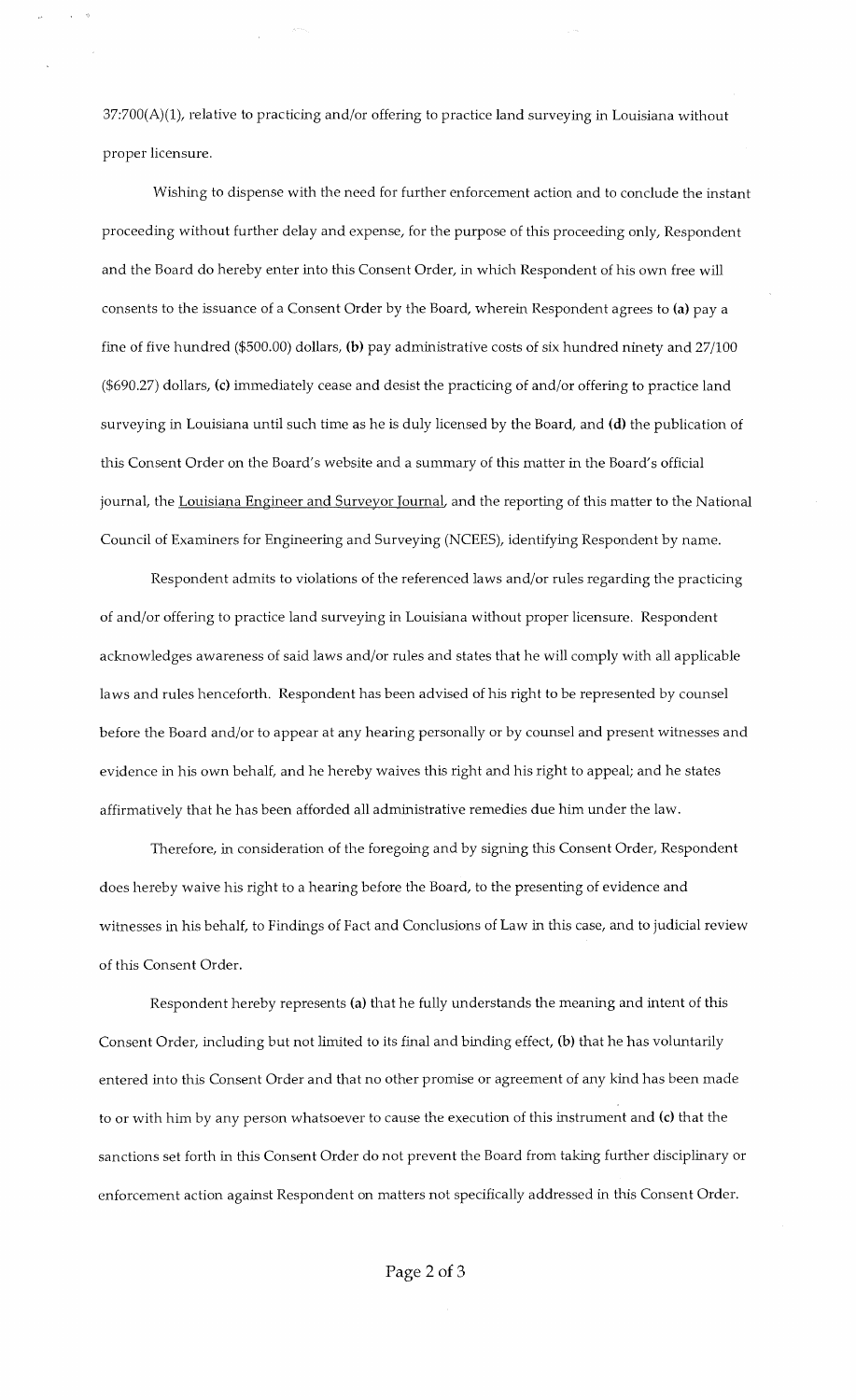37:700(A)(1), relative to practicing and/or offering to practice land surveying in Louisiana without proper licensure.

Wishing to dispense with the need for further enforcement action and to conclude the instant proceeding without further delay and expense, for the purpose of this proceeding only, Respondent and the Board do hereby enter into this Consent Order, in which Respondent of his own free will consents to the issuance of a Consent Order by the Board, wherein Respondent agrees to **(a)** pay a fine of five hundred ($500.00) dollars, **(b)** pay administrative costs of six hundred ninety and 27/100 ($690.27) dollars, **(c)** immediately cease and desist the practicing of and/or offering to practice land surveying in Louisiana until such time as he is duly licensed by the Board, and **(d)** the publication of this Consent Order on the Board's website and a summary of this matter in the Board's official journal, the Louisiana Engineer and Surveyor Journal, and the reporting of this matter to the National Council of Examiners for Engineering and Surveying (NCEES), identifying Respondent by name.

Respondent admits to violations of the referenced laws and/or rules regarding the practicing of and/or offering to practice land surveying in Louisiana without proper licensure. Respondent acknowledges awareness of said laws and/or rules and states that he will comply with all applicable laws and rules henceforth. Respondent has been advised of his right to be represented by counsel before the Board and/or to appear at any hearing personally or by counsel and present witnesses and evidence in his own behalf, and he hereby waives this right and his right to appeal; and he states affirmatively that he has been afforded all administrative remedies due him under the law.

Therefore, in consideration of the foregoing and by signing this Consent Order, Respondent does hereby waive his right to a hearing before the Board, to the presenting of evidence and witnesses in his behalf, to Findings of Fact and Conclusions of Law in this case, and to judicial review of this Consent Order.

Respondent hereby represents **(a)** that he fully understands the meaning and intent of this Consent Order, including but not limited to its final and binding effect, **(b)** that he has voluntarily entered into this Consent Order and that no other promise or agreement of any kind has been made to or with him by any person whatsoever to cause the execution of this instrument and **(c)** that the sanctions set forth in this Consent Order do not prevent the Board from taking further disciplinary or enforcement action against Respondent on matters not specifically addressed in this Consent Order.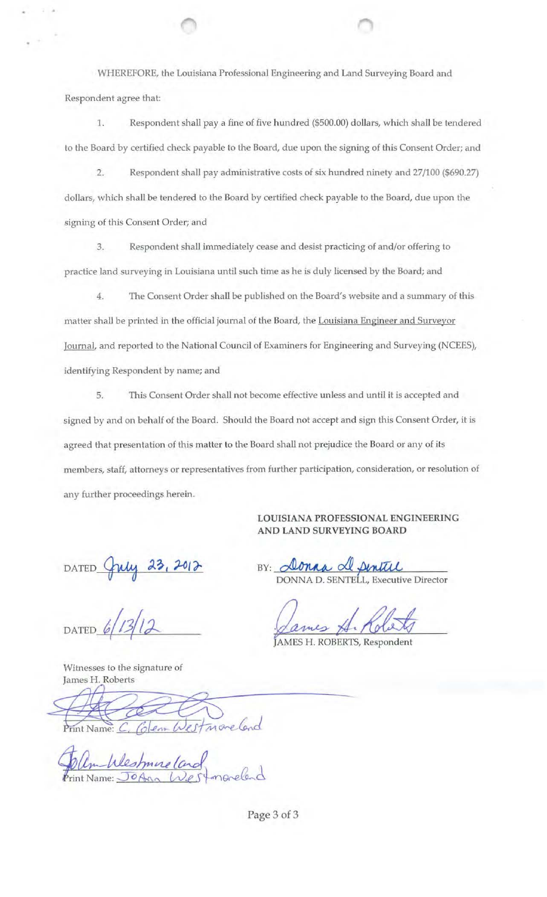WHEREFORE, the Louisiana Professional Engineering and Land Surveying Board and Respondent agree that:

1. Respondent shall pay a fine of five hundred ($500.00) dollars, which shall be tendered to the Board by certified check payable to the Board, due upon the signing of this Consent Order; and

2. Respondent shall pay administrative costs of six hundred ninety and 27/100 ($690.27) dollars, which shall be tendered to the Board by certified check payable to the Board, due upon the signing of this Consent Order; and

3. Respondent shall immediately cease and desist practicing of and/or offering to practice land surveying in Louisiana until such time as he is duly licensed by the Board; and

4. The Consent Order shall be published on the Board's website and a summary of this matter shall be printed in the official journal of the Board, the Louisiana Engineer and Surveyor Journal, and reported to the National Council of Examiners for Engineering and Surveying (NCEES), identifying Respondent by name; and

5. This Consent Order shall not become effective unless and until it is accepted and signed by and on behalf of the Board. Should the Board not accept and sign this Consent Order, it is agreed that presentation of this matter to the Board shall not prejudice the Board or any of its members, staff, attorneys or representatives from further participation, consideration, or resolution of any further proceedings herein.

**LOUISIANA PROFESSIONAL ENGINEERING AND LAND SURVEYING BOARD**

DATED July 23, 2012

BY: Donna D. Sentell
DONNA D. SENTELL, Executive Director

DATED 6/13/12

James H. Roberts
JAMES H. ROBERTS, Respondent

Witnesses to the signature of James H. Roberts

Print Name: C. Glenn Westmoreland

JoAnn Westmoreland
Print Name: JoAnn Westmoreland